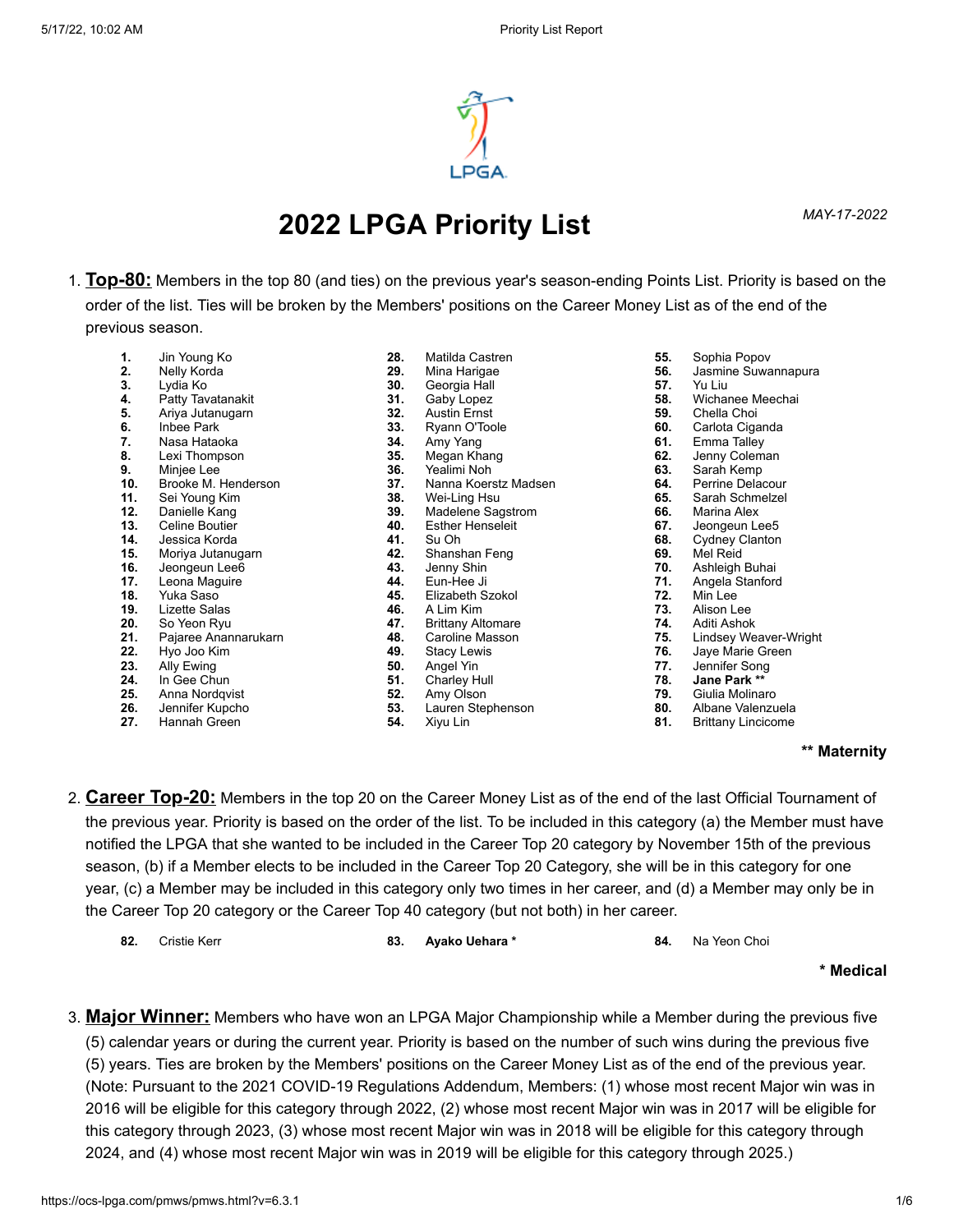# 2022 LPGA Priority List

*MAY-17-2022*

1. **Top-80:** Members in the top 80 (and ties) on the previous year's season-ending Points List. Priority is based on the order of the list. Ties will be broken by the Members' positions on the Career Money List as of the end of the previous season.

| | | | | | |
|---|---|---|---|---|---|
| **1.** | Jin Young Ko | **28.** | Matilda Castren | **55.** | Sophia Popov |
| **2.** | Nelly Korda | **29.** | Mina Harigae | **56.** | Jasmine Suwannapura |
| **3.** | Lydia Ko | **30.** | Georgia Hall | **57.** | Yu Liu |
| **4.** | Patty Tavatanakit | **31.** | Gaby Lopez | **58.** | Wichanee Meechai |
| **5.** | Ariya Jutanugarn | **32.** | Austin Ernst | **59.** | Chella Choi |
| **6.** | Inbee Park | **33.** | Ryann O'Toole | **60.** | Carlota Ciganda |
| **7.** | Nasa Hataoka | **34.** | Amy Yang | **61.** | Emma Talley |
| **8.** | Lexi Thompson | **35.** | Megan Khang | **62.** | Jenny Coleman |
| **9.** | Minjee Lee | **36.** | Yealimi Noh | **63.** | Sarah Kemp |
| **10.** | Brooke M. Henderson | **37.** | Nanna Koerstz Madsen | **64.** | Perrine Delacour |
| **11.** | Sei Young Kim | **38.** | Wei-Ling Hsu | **65.** | Sarah Schmelzel |
| **12.** | Danielle Kang | **39.** | Madelene Sagstrom | **66.** | Marina Alex |
| **13.** | Celine Boutier | **40.** | Esther Henseleit | **67.** | Jeongeun Lee5 |
| **14.** | Jessica Korda | **41.** | Su Oh | **68.** | Cydney Clanton |
| **15.** | Moriya Jutanugarn | **42.** | Shanshan Feng | **69.** | Mel Reid |
| **16.** | Jeongeun Lee6 | **43.** | Jenny Shin | **70.** | Ashleigh Buhai |
| **17.** | Leona Maguire | **44.** | Eun-Hee Ji | **71.** | Angela Stanford |
| **18.** | Yuka Saso | **45.** | Elizabeth Szokol | **72.** | Min Lee |
| **19.** | Lizette Salas | **46.** | A Lim Kim | **73.** | Alison Lee |
| **20.** | So Yeon Ryu | **47.** | Brittany Altomare | **74.** | Aditi Ashok |
| **21.** | Pajaree Anannarukarn | **48.** | Caroline Masson | **75.** | Lindsey Weaver-Wright |
| **22.** | Hyo Joo Kim | **49.** | Stacy Lewis | **76.** | Jaye Marie Green |
| **23.** | Ally Ewing | **50.** | Angel Yin | **77.** | Jennifer Song |
| **24.** | In Gee Chun | **51.** | Charley Hull | **78.** | **Jane Park \*\*** |
| **25.** | Anna Nordqvist | **52.** | Amy Olson | **79.** | Giulia Molinaro |
| **26.** | Jennifer Kupcho | **53.** | Lauren Stephenson | **80.** | Albane Valenzuela |
| **27.** | Hannah Green | **54.** | Xiyu Lin | **81.** | Brittany Lincicome |

**\*\* Maternity**

2. **Career Top-20:** Members in the top 20 on the Career Money List as of the end of the last Official Tournament of the previous year. Priority is based on the order of the list. To be included in this category (a) the Member must have notified the LPGA that she wanted to be included in the Career Top 20 category by November 15th of the previous season, (b) if a Member elects to be included in the Career Top 20 Category, she will be in this category for one year, (c) a Member may be included in this category only two times in her career, and (d) a Member may only be in the Career Top 20 category or the Career Top 40 category (but not both) in her career.

| | | | | | |
|---|---|---|---|---|---|
| **82.** | Cristie Kerr | **83.** | **Ayako Uehara \*** | **84.** | Na Yeon Choi |

**\* Medical**

3. **Major Winner:** Members who have won an LPGA Major Championship while a Member during the previous five (5) calendar years or during the current year. Priority is based on the number of such wins during the previous five (5) years. Ties are broken by the Members' positions on the Career Money List as of the end of the previous year. (Note: Pursuant to the 2021 COVID-19 Regulations Addendum, Members: (1) whose most recent Major win was in 2016 will be eligible for this category through 2022, (2) whose most recent Major win was in 2017 will be eligible for this category through 2023, (3) whose most recent Major win was in 2018 will be eligible for this category through 2024, and (4) whose most recent Major win was in 2019 will be eligible for this category through 2025.)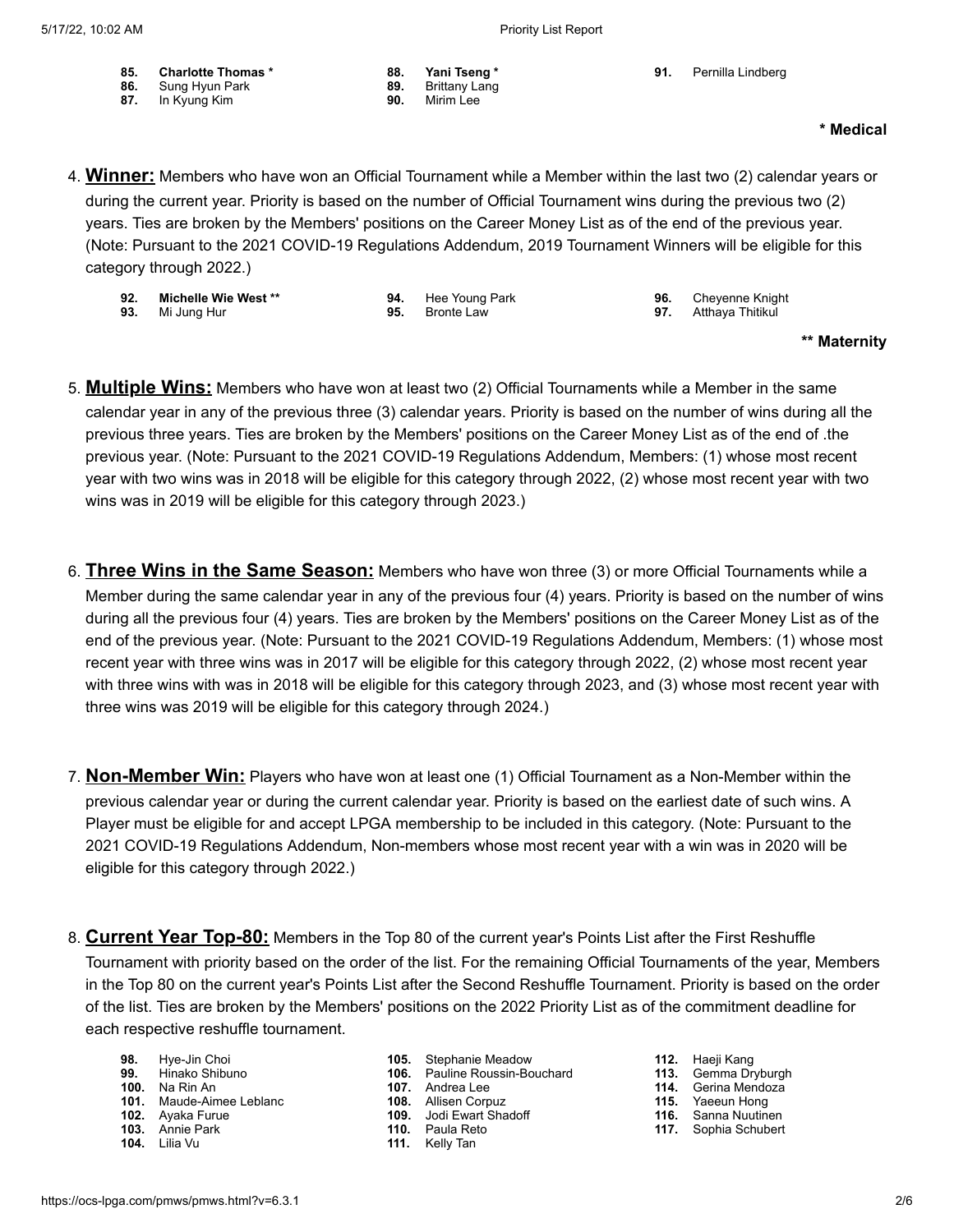- **85.** **Charlotte Thomas ***
- **86.** Sung Hyun Park
- **87.** In Kyung Kim
- **88.** **Yani Tseng ***
- **89.** Brittany Lang
- **90.** Mirim Lee
- **91.** Pernilla Lindberg

**\* Medical**

4. **Winner:** Members who have won an Official Tournament while a Member within the last two (2) calendar years or during the current year. Priority is based on the number of Official Tournament wins during the previous two (2) years. Ties are broken by the Members' positions on the Career Money List as of the end of the previous year. (Note: Pursuant to the 2021 COVID-19 Regulations Addendum, 2019 Tournament Winners will be eligible for this category through 2022.)

- **92.** **Michelle Wie West ****
- **93.** Mi Jung Hur
- **94.** Hee Young Park
- **95.** Bronte Law
- **96.** Cheyenne Knight
- **97.** Atthaya Thitikul

**\*\* Maternity**

5. **Multiple Wins:** Members who have won at least two (2) Official Tournaments while a Member in the same calendar year in any of the previous three (3) calendar years. Priority is based on the number of wins during all the previous three years. Ties are broken by the Members' positions on the Career Money List as of the end of .the previous year. (Note: Pursuant to the 2021 COVID-19 Regulations Addendum, Members: (1) whose most recent year with two wins was in 2018 will be eligible for this category through 2022, (2) whose most recent year with two wins was in 2019 will be eligible for this category through 2023.)

6. **Three Wins in the Same Season:** Members who have won three (3) or more Official Tournaments while a Member during the same calendar year in any of the previous four (4) years. Priority is based on the number of wins during all the previous four (4) years. Ties are broken by the Members' positions on the Career Money List as of the end of the previous year. (Note: Pursuant to the 2021 COVID-19 Regulations Addendum, Members: (1) whose most recent year with three wins was in 2017 will be eligible for this category through 2022, (2) whose most recent year with three wins with was in 2018 will be eligible for this category through 2023, and (3) whose most recent year with three wins was 2019 will be eligible for this category through 2024.)

7. **Non-Member Win:** Players who have won at least one (1) Official Tournament as a Non-Member within the previous calendar year or during the current calendar year. Priority is based on the earliest date of such wins. A Player must be eligible for and accept LPGA membership to be included in this category. (Note: Pursuant to the 2021 COVID-19 Regulations Addendum, Non-members whose most recent year with a win was in 2020 will be eligible for this category through 2022.)

8. **Current Year Top-80:** Members in the Top 80 of the current year's Points List after the First Reshuffle Tournament with priority based on the order of the list. For the remaining Official Tournaments of the year, Members in the Top 80 on the current year's Points List after the Second Reshuffle Tournament. Priority is based on the order of the list. Ties are broken by the Members' positions on the 2022 Priority List as of the commitment deadline for each respective reshuffle tournament.

- **98.** Hye-Jin Choi
- **99.** Hinako Shibuno
- **100.** Na Rin An
- **101.** Maude-Aimee Leblanc
- **102.** Ayaka Furue
- **103.** Annie Park
- **104.** Lilia Vu
- **105.** Stephanie Meadow
- **106.** Pauline Roussin-Bouchard
- **107.** Andrea Lee
- **108.** Allisen Corpuz
- **109.** Jodi Ewart Shadoff
- **110.** Paula Reto
- **111.** Kelly Tan
- **112.** Haeji Kang
- **113.** Gemma Dryburgh
- **114.** Gerina Mendoza
- **115.** Yaeeun Hong
- **116.** Sanna Nuutinen
- **117.** Sophia Schubert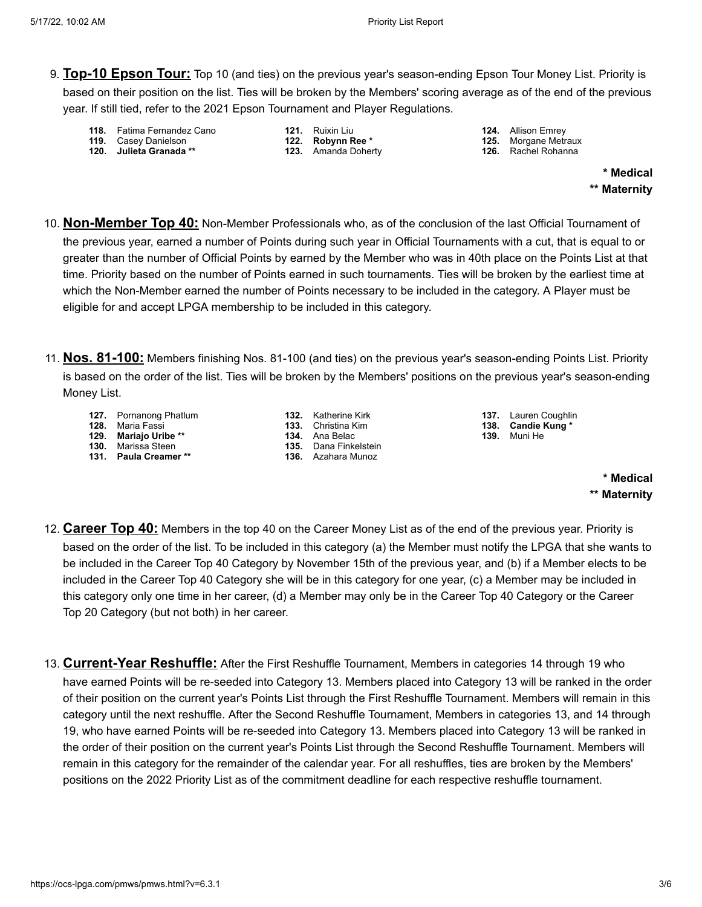9. **Top-10 Epson Tour:** Top 10 (and ties) on the previous year's season-ending Epson Tour Money List. Priority is based on their position on the list. Ties will be broken by the Members' scoring average as of the end of the previous year. If still tied, refer to the 2021 Epson Tournament and Player Regulations.

   **118.** Fatima Fernandez Cano
   **119.** Casey Danielson
   **120.** **Julieta Granada \*\***
   **121.** Ruixin Liu
   **122.** **Robynn Ree \***
   **123.** Amanda Doherty
   **124.** Allison Emrey
   **125.** Morgane Metraux
   **126.** Rachel Rohanna

   **\* Medical**
   **\*\* Maternity**

10. **Non-Member Top 40:** Non-Member Professionals who, as of the conclusion of the last Official Tournament of the previous year, earned a number of Points during such year in Official Tournaments with a cut, that is equal to or greater than the number of Official Points by earned by the Member who was in 40th place on the Points List at that time. Priority based on the number of Points earned in such tournaments. Ties will be broken by the earliest time at which the Non-Member earned the number of Points necessary to be included in the category. A Player must be eligible for and accept LPGA membership to be included in this category.

11. **Nos. 81-100:** Members finishing Nos. 81-100 (and ties) on the previous year's season-ending Points List. Priority is based on the order of the list. Ties will be broken by the Members' positions on the previous year's season-ending Money List.

   **127.** Pornanong Phatlum
   **128.** Maria Fassi
   **129.** **Mariajo Uribe \*\***
   **130.** Marissa Steen
   **131.** **Paula Creamer \*\***
   **132.** Katherine Kirk
   **133.** Christina Kim
   **134.** Ana Belac
   **135.** Dana Finkelstein
   **136.** Azahara Munoz
   **137.** Lauren Coughlin
   **138.** **Candie Kung \***
   **139.** Muni He

   **\* Medical**
   **\*\* Maternity**

12. **Career Top 40:** Members in the top 40 on the Career Money List as of the end of the previous year. Priority is based on the order of the list. To be included in this category (a) the Member must notify the LPGA that she wants to be included in the Career Top 40 Category by November 15th of the previous year, and (b) if a Member elects to be included in the Career Top 40 Category she will be in this category for one year, (c) a Member may be included in this category only one time in her career, (d) a Member may only be in the Career Top 40 Category or the Career Top 20 Category (but not both) in her career.

13. **Current-Year Reshuffle:** After the First Reshuffle Tournament, Members in categories 14 through 19 who have earned Points will be re-seeded into Category 13. Members placed into Category 13 will be ranked in the order of their position on the current year's Points List through the First Reshuffle Tournament. Members will remain in this category until the next reshuffle. After the Second Reshuffle Tournament, Members in categories 13, and 14 through 19, who have earned Points will be re-seeded into Category 13. Members placed into Category 13 will be ranked in the order of their position on the current year's Points List through the Second Reshuffle Tournament. Members will remain in this category for the remainder of the calendar year. For all reshuffles, ties are broken by the Members' positions on the 2022 Priority List as of the commitment deadline for each respective reshuffle tournament.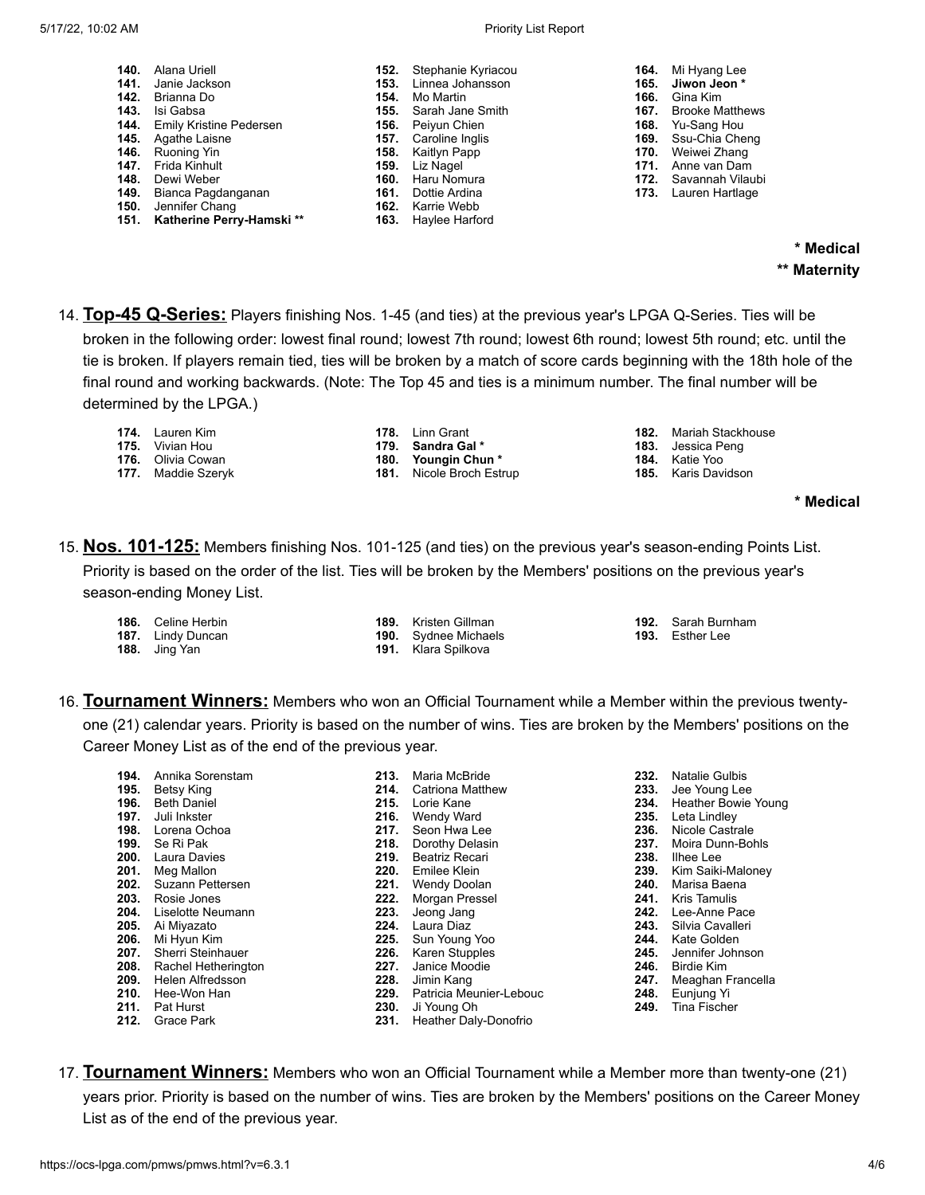140. Alana Uriell
141. Janie Jackson
142. Brianna Do
143. Isi Gabsa
144. Emily Kristine Pedersen
145. Agathe Laisne
146. Ruoning Yin
147. Frida Kinhult
148. Dewi Weber
149. Bianca Pagdanganan
150. Jennifer Chang
151. **Katherine Perry-Hamski ****
152. Stephanie Kyriacou
153. Linnea Johansson
154. Mo Martin
155. Sarah Jane Smith
156. Peiyun Chien
157. Caroline Inglis
158. Kaitlyn Papp
159. Liz Nagel
160. Haru Nomura
161. Dottie Ardina
162. Karrie Webb
163. Haylee Harford
164. Mi Hyang Lee
165. **Jiwon Jeon ***
166. Gina Kim
167. Brooke Matthews
168. Yu-Sang Hou
169. Ssu-Chia Cheng
170. Weiwei Zhang
171. Anne van Dam
172. Savannah Vilaubi
173. Lauren Hartlage

**\* Medical**
**\*\* Maternity**

14. **Top-45 Q-Series:** Players finishing Nos. 1-45 (and ties) at the previous year's LPGA Q-Series. Ties will be broken in the following order: lowest final round; lowest 7th round; lowest 6th round; lowest 5th round; etc. until the tie is broken. If players remain tied, ties will be broken by a match of score cards beginning with the 18th hole of the final round and working backwards. (Note: The Top 45 and ties is a minimum number. The final number will be determined by the LPGA.)

174. Lauren Kim
175. Vivian Hou
176. Olivia Cowan
177. Maddie Szeryk
178. Linn Grant
179. **Sandra Gal ***
180. **Youngin Chun ***
181. Nicole Broch Estrup
182. Mariah Stackhouse
183. Jessica Peng
184. Katie Yoo
185. Karis Davidson

**\* Medical**

15. **Nos. 101-125:** Members finishing Nos. 101-125 (and ties) on the previous year's season-ending Points List. Priority is based on the order of the list. Ties will be broken by the Members' positions on the previous year's season-ending Money List.

186. Celine Herbin
187. Lindy Duncan
188. Jing Yan
189. Kristen Gillman
190. Sydnee Michaels
191. Klara Spilkova
192. Sarah Burnham
193. Esther Lee

16. **Tournament Winners:** Members who won an Official Tournament while a Member within the previous twenty-one (21) calendar years. Priority is based on the number of wins. Ties are broken by the Members' positions on the Career Money List as of the end of the previous year.

194. Annika Sorenstam
195. Betsy King
196. Beth Daniel
197. Juli Inkster
198. Lorena Ochoa
199. Se Ri Pak
200. Laura Davies
201. Meg Mallon
202. Suzann Pettersen
203. Rosie Jones
204. Liselotte Neumann
205. Ai Miyazato
206. Mi Hyun Kim
207. Sherri Steinhauer
208. Rachel Hetherington
209. Helen Alfredsson
210. Hee-Won Han
211. Pat Hurst
212. Grace Park
213. Maria McBride
214. Catriona Matthew
215. Lorie Kane
216. Wendy Ward
217. Seon Hwa Lee
218. Dorothy Delasin
219. Beatriz Recari
220. Emilee Klein
221. Wendy Doolan
222. Morgan Pressel
223. Jeong Jang
224. Laura Diaz
225. Sun Young Yoo
226. Karen Stupples
227. Janice Moodie
228. Jimin Kang
229. Patricia Meunier-Lebouc
230. Ji Young Oh
231. Heather Daly-Donofrio
232. Natalie Gulbis
233. Jee Young Lee
234. Heather Bowie Young
235. Leta Lindley
236. Nicole Castrale
237. Moira Dunn-Bohls
238. Ilhee Lee
239. Kim Saiki-Maloney
240. Marisa Baena
241. Kris Tamulis
242. Lee-Anne Pace
243. Silvia Cavalleri
244. Kate Golden
245. Jennifer Johnson
246. Birdie Kim
247. Meaghan Francella
248. Eunjung Yi
249. Tina Fischer

17. **Tournament Winners:** Members who won an Official Tournament while a Member more than twenty-one (21) years prior. Priority is based on the number of wins. Ties are broken by the Members' positions on the Career Money List as of the end of the previous year.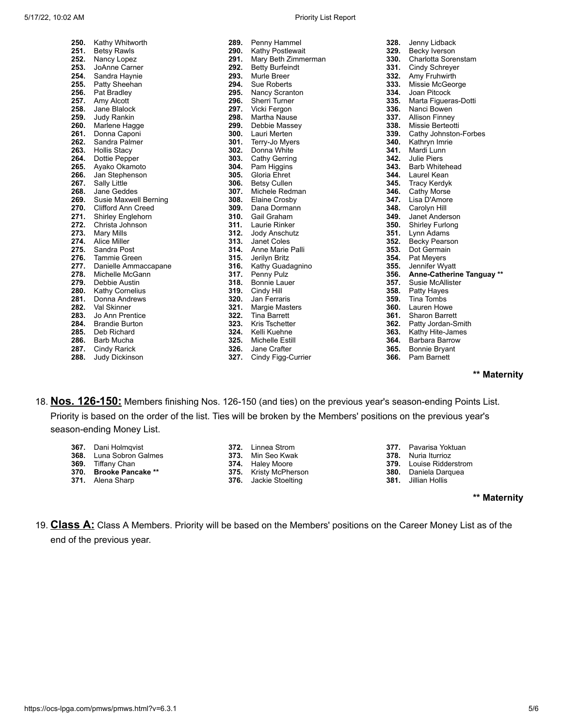250. Kathy Whitworth
251. Betsy Rawls
252. Nancy Lopez
253. JoAnne Carner
254. Sandra Haynie
255. Patty Sheehan
256. Pat Bradley
257. Amy Alcott
258. Jane Blalock
259. Judy Rankin
260. Marlene Hagge
261. Donna Caponi
262. Sandra Palmer
263. Hollis Stacy
264. Dottie Pepper
265. Ayako Okamoto
266. Jan Stephenson
267. Sally Little
268. Jane Geddes
269. Susie Maxwell Berning
270. Clifford Ann Creed
271. Shirley Englehorn
272. Christa Johnson
273. Mary Mills
274. Alice Miller
275. Sandra Post
276. Tammie Green
277. Danielle Ammaccapane
278. Michelle McGann
279. Debbie Austin
280. Kathy Cornelius
281. Donna Andrews
282. Val Skinner
283. Jo Ann Prentice
284. Brandie Burton
285. Deb Richard
286. Barb Mucha
287. Cindy Rarick
288. Judy Dickinson
289. Penny Hammel
290. Kathy Postlewait
291. Mary Beth Zimmerman
292. Betty Burfeindt
293. Murle Breer
294. Sue Roberts
295. Nancy Scranton
296. Sherri Turner
297. Vicki Fergon
298. Martha Nause
299. Debbie Massey
300. Lauri Merten
301. Terry-Jo Myers
302. Donna White
303. Cathy Gerring
304. Pam Higgins
305. Gloria Ehret
306. Betsy Cullen
307. Michele Redman
308. Elaine Crosby
309. Dana Dormann
310. Gail Graham
311. Laurie Rinker
312. Jody Anschutz
313. Janet Coles
314. Anne Marie Palli
315. Jerilyn Britz
316. Kathy Guadagnino
317. Penny Pulz
318. Bonnie Lauer
319. Cindy Hill
320. Jan Ferraris
321. Margie Masters
322. Tina Barrett
323. Kris Tschetter
324. Kelli Kuehne
325. Michelle Estill
326. Jane Crafter
327. Cindy Figg-Currier
328. Jenny Lidback
329. Becky Iverson
330. Charlotta Sorenstam
331. Cindy Schreyer
332. Amy Fruhwirth
333. Missie McGeorge
334. Joan Pitcock
335. Marta Figueras-Dotti
336. Nanci Bowen
337. Allison Finney
338. Missie Berteotti
339. Cathy Johnston-Forbes
340. Kathryn Imrie
341. Mardi Lunn
342. Julie Piers
343. Barb Whitehead
344. Laurel Kean
345. Tracy Kerdyk
346. Cathy Morse
347. Lisa D'Amore
348. Carolyn Hill
349. Janet Anderson
350. Shirley Furlong
351. Lynn Adams
352. Becky Pearson
353. Dot Germain
354. Pat Meyers
355. Jennifer Wyatt
356. **Anne-Catherine Tanguay ****
357. Susie McAllister
358. Patty Hayes
359. Tina Tombs
360. Lauren Howe
361. Sharon Barrett
362. Patty Jordan-Smith
363. Kathy Hite-James
364. Barbara Barrow
365. Bonnie Bryant
366. Pam Barnett

**** Maternity**

18. **Nos. 126-150:** Members finishing Nos. 126-150 (and ties) on the previous year's season-ending Points List. Priority is based on the order of the list. Ties will be broken by the Members' positions on the previous year's season-ending Money List.

367. Dani Holmqvist
368. Luna Sobron Galmes
369. Tiffany Chan
370. **Brooke Pancake ****
371. Alena Sharp
372. Linnea Strom
373. Min Seo Kwak
374. Haley Moore
375. Kristy McPherson
376. Jackie Stoelting
377. Pavarisa Yoktuan
378. Nuria Iturrioz
379. Louise Ridderstrom
380. Daniela Darquea
381. Jillian Hollis

**** Maternity**

19. **Class A:** Class A Members. Priority will be based on the Members' positions on the Career Money List as of the end of the previous year.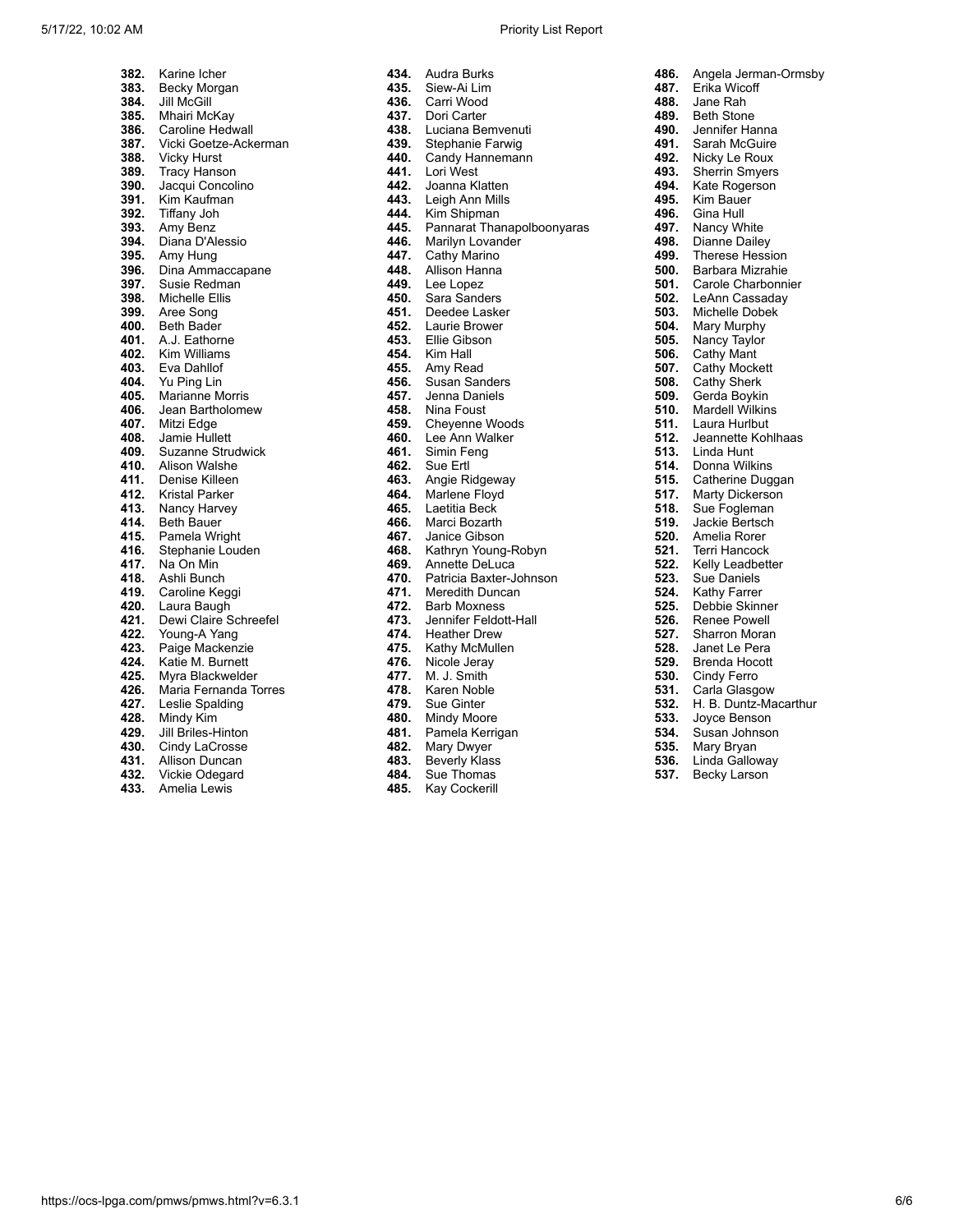**382.** Karine Icher
**383.** Becky Morgan
**384.** Jill McGill
**385.** Mhairi McKay
**386.** Caroline Hedwall
**387.** Vicki Goetze-Ackerman
**388.** Vicky Hurst
**389.** Tracy Hanson
**390.** Jacqui Concolino
**391.** Kim Kaufman
**392.** Tiffany Joh
**393.** Amy Benz
**394.** Diana D'Alessio
**395.** Amy Hung
**396.** Dina Ammaccapane
**397.** Susie Redman
**398.** Michelle Ellis
**399.** Aree Song
**400.** Beth Bader
**401.** A.J. Eathorne
**402.** Kim Williams
**403.** Eva Dahllof
**404.** Yu Ping Lin
**405.** Marianne Morris
**406.** Jean Bartholomew
**407.** Mitzi Edge
**408.** Jamie Hullett
**409.** Suzanne Strudwick
**410.** Alison Walshe
**411.** Denise Killeen
**412.** Kristal Parker
**413.** Nancy Harvey
**414.** Beth Bauer
**415.** Pamela Wright
**416.** Stephanie Louden
**417.** Na On Min
**418.** Ashli Bunch
**419.** Caroline Keggi
**420.** Laura Baugh
**421.** Dewi Claire Schreefel
**422.** Young-A Yang
**423.** Paige Mackenzie
**424.** Katie M. Burnett
**425.** Myra Blackwelder
**426.** Maria Fernanda Torres
**427.** Leslie Spalding
**428.** Mindy Kim
**429.** Jill Briles-Hinton
**430.** Cindy LaCrosse
**431.** Allison Duncan
**432.** Vickie Odegard
**433.** Amelia Lewis
**434.** Audra Burks
**435.** Siew-Ai Lim
**436.** Carri Wood
**437.** Dori Carter
**438.** Luciana Bemvenuti
**439.** Stephanie Farwig
**440.** Candy Hannemann
**441.** Lori West
**442.** Joanna Klatten
**443.** Leigh Ann Mills
**444.** Kim Shipman
**445.** Pannarat Thanapolboonyaras
**446.** Marilyn Lovander
**447.** Cathy Marino
**448.** Allison Hanna
**449.** Lee Lopez
**450.** Sara Sanders
**451.** Deedee Lasker
**452.** Laurie Brower
**453.** Ellie Gibson
**454.** Kim Hall
**455.** Amy Read
**456.** Susan Sanders
**457.** Jenna Daniels
**458.** Nina Foust
**459.** Cheyenne Woods
**460.** Lee Ann Walker
**461.** Simin Feng
**462.** Sue Ertl
**463.** Angie Ridgeway
**464.** Marlene Floyd
**465.** Laetitia Beck
**466.** Marci Bozarth
**467.** Janice Gibson
**468.** Kathryn Young-Robyn
**469.** Annette DeLuca
**470.** Patricia Baxter-Johnson
**471.** Meredith Duncan
**472.** Barb Moxness
**473.** Jennifer Feldott-Hall
**474.** Heather Drew
**475.** Kathy McMullen
**476.** Nicole Jeray
**477.** M. J. Smith
**478.** Karen Noble
**479.** Sue Ginter
**480.** Mindy Moore
**481.** Pamela Kerrigan
**482.** Mary Dwyer
**483.** Beverly Klass
**484.** Sue Thomas
**485.** Kay Cockerill
**486.** Angela Jerman-Ormsby
**487.** Erika Wicoff
**488.** Jane Rah
**489.** Beth Stone
**490.** Jennifer Hanna
**491.** Sarah McGuire
**492.** Nicky Le Roux
**493.** Sherrin Smyers
**494.** Kate Rogerson
**495.** Kim Bauer
**496.** Gina Hull
**497.** Nancy White
**498.** Dianne Dailey
**499.** Therese Hession
**500.** Barbara Mizrahie
**501.** Carole Charbonnier
**502.** LeAnn Cassaday
**503.** Michelle Dobek
**504.** Mary Murphy
**505.** Nancy Taylor
**506.** Cathy Mant
**507.** Cathy Mockett
**508.** Cathy Sherk
**509.** Gerda Boykin
**510.** Mardell Wilkins
**511.** Laura Hurlbut
**512.** Jeannette Kohlhaas
**513.** Linda Hunt
**514.** Donna Wilkins
**515.** Catherine Duggan
**517.** Marty Dickerson
**518.** Sue Fogleman
**519.** Jackie Bertsch
**520.** Amelia Rorer
**521.** Terri Hancock
**522.** Kelly Leadbetter
**523.** Sue Daniels
**524.** Kathy Farrer
**525.** Debbie Skinner
**526.** Renee Powell
**527.** Sharron Moran
**528.** Janet Le Pera
**529.** Brenda Hocott
**530.** Cindy Ferro
**531.** Carla Glasgow
**532.** H. B. Duntz-Macarthur
**533.** Joyce Benson
**534.** Susan Johnson
**535.** Mary Bryan
**536.** Linda Galloway
**537.** Becky Larson